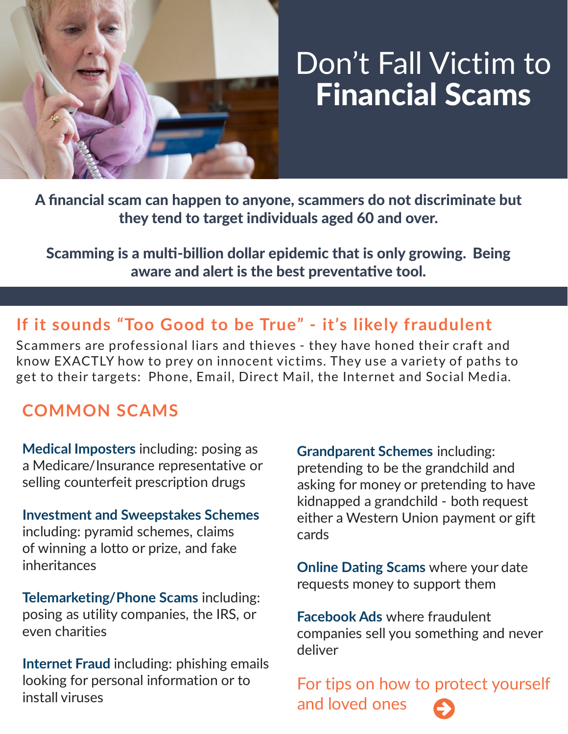# Don't Fall Victim to **Financial Scams**

**A financial scam can happen to anyone, scammers do not discriminate but they tend to target individuals aged 60 and over.**

**Scamming is a multi-billion dollar epidemic that is only growing. Being aware and alert is the best preventative tool.**

## If it sounds "Too Good to be True" - it's likely fraudulent

Scammers are professional liars and thieves - they have honed their craft and know EXACTLY how to prey on innocent victims. They use a variety of paths to get to their targets: Phone, Email, Direct Mail, the Internet and Social Media.

## COMMON SCAMS

**Medical Imposters** including: posing as a Medicare/Insurance representative or selling counterfeit prescription drugs

**Investment and Sweepstakes Schemes** including: pyramid schemes, claims of winning a lotto or prize, and fake inheritances

**Telemarketing/Phone Scams** including: posing as utility companies, the IRS, or even charities

**Internet Fraud** including: phishing emails looking for personal information or to install viruses

**Grandparent Schemes** including: pretending to be the grandchild and asking for money or pretending to have kidnapped a grandchild - both request either a Western Union payment or gift cards

**Online Dating Scams** where your date requests money to support them

**Facebook Ads** where fraudulent companies sell you something and never deliver

For tips on how to protect yourself and loved ones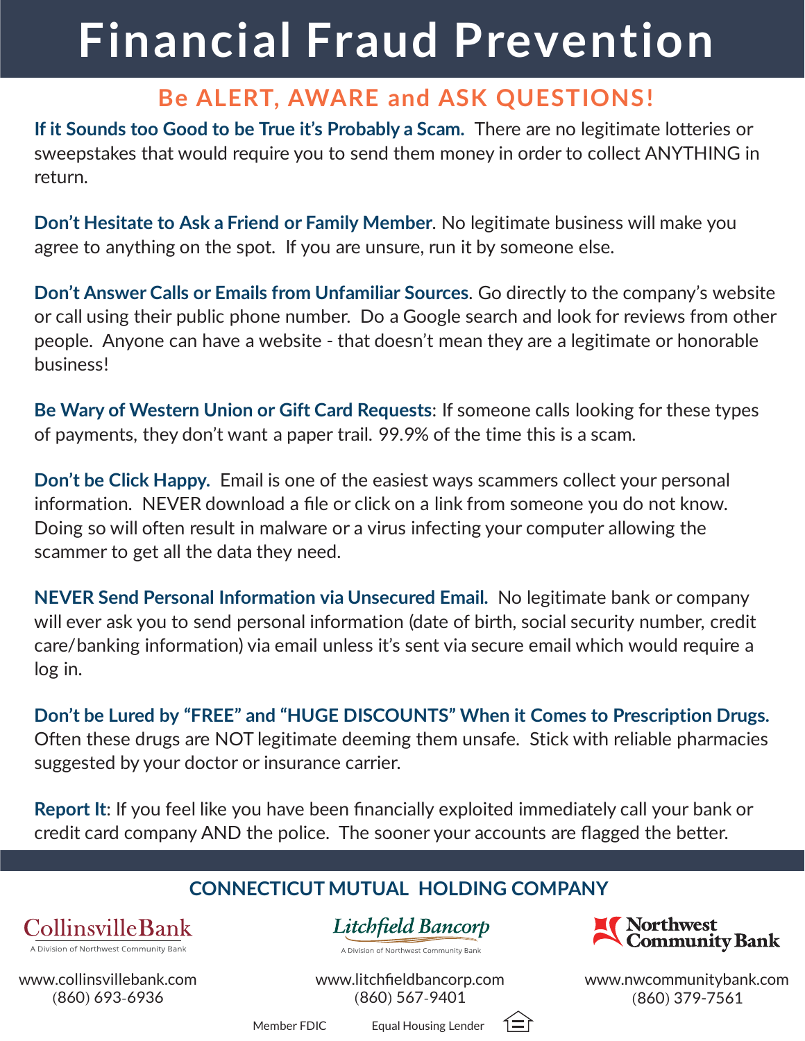# Financial Fraud Prevention

## Be ALERT, AWARE and ASK QUESTIONS!

**If it Sounds too Good to be True it's Probably a Scam.** There are no legitimate lotteries or sweepstakes that would require you to send them money in order to collect ANYTHING in return.

**Don't Hesitate to Ask a Friend or Family Member**. No legitimate business will make you agree to anything on the spot. If you are unsure, run it by someone else.

**Don't Answer Calls or Emails from Unfamiliar Sources**. Go directly to the company's website or call using their public phone number. Do a Google search and look for reviews from other people. Anyone can have a website - that doesn't mean they are a legitimate or honorable business!

**Be Wary of Western Union or Gift Card Requests**: If someone calls looking for these types of payments, they don't want a paper trail. 99.9% of the time this is a scam.

**Don't be Click Happy.** Email is one of the easiest ways scammers collect your personal information. NEVER download a file or click on a link from someone you do not know. Doing so will often result in malware or a virus infecting your computer allowing the scammer to get all the data they need.

**NEVER Send Personal Information via Unsecured Email.** No legitimate bank or company will ever ask you to send personal information (date of birth, social security number, credit care/banking information) via email unless it's sent via secure email which would require a log in.

**Don't be Lured by "FREE" and "HUGE DISCOUNTS" When it Comes to Prescription Drugs.** Often these drugs are NOT legitimate deeming them unsafe. Stick with reliable pharmacies suggested by your doctor or insurance carrier.

**Report It**: If you feel like you have been financially exploited immediately call your bank or credit card company AND the police. The sooner your accounts are flagged the better.

## CONNECTICUT MUTUAL HOLDING COMPANY

CollinsvilleBank
A Division of Northwest Community Bank
www.collinsvillebank.com
(860) 693-6936

Litchfield Bancorp
A Division of Northwest Community Bank
www.litchfieldbancorp.com
(860) 567-9401

Northwest Community Bank
www.nwcommunitybank.com
(860) 379-7561

Member FDIC Equal Housing Lender